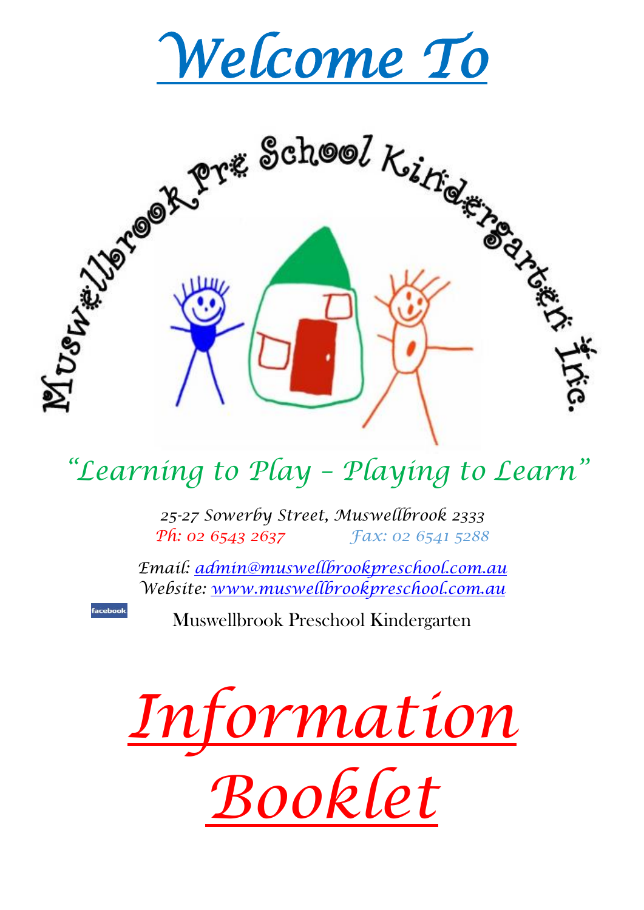# Welcome To

Muswellbrook Pre School Kindergarten Inc.

*"Learning to Play – Playing to Learn"*

*25-27 Sowerby Street, Muswellbrook 2333*
*Ph: 02 6543 2637* *Fax: 02 6541 5288*

*Email: admin@muswellbrookpreschool.com.au*
*Website: www.muswellbrookpreschool.com.au*

facebook Muswellbrook Preschool Kindergarten

# *Information Booklet*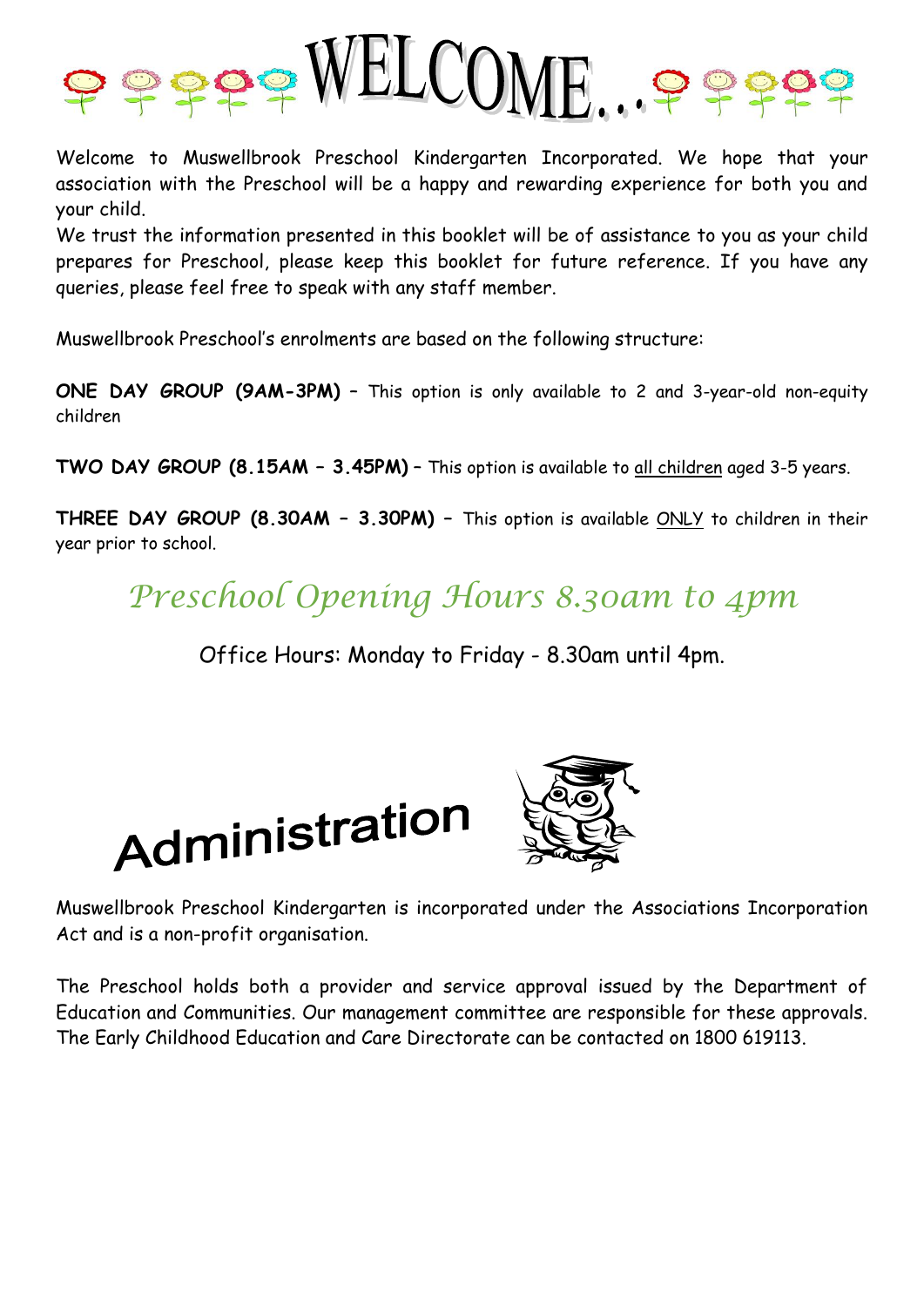# WELCOME…

Welcome to Muswellbrook Preschool Kindergarten Incorporated. We hope that your association with the Preschool will be a happy and rewarding experience for both you and your child.

We trust the information presented in this booklet will be of assistance to you as your child prepares for Preschool, please keep this booklet for future reference. If you have any queries, please feel free to speak with any staff member.

Muswellbrook Preschool's enrolments are based on the following structure:

**ONE DAY GROUP (9AM-3PM)** – This option is only available to 2 and 3-year-old non-equity children

**TWO DAY GROUP (8.15AM – 3.45PM)** – This option is available to all children aged 3-5 years.

**THREE DAY GROUP (8.30AM – 3.30PM)** – This option is available ONLY to children in their year prior to school.

## *Preschool Opening Hours 8.30am to 4pm*

Office Hours: Monday to Friday - 8.30am until 4pm.

# Administration

Muswellbrook Preschool Kindergarten is incorporated under the Associations Incorporation Act and is a non-profit organisation.

The Preschool holds both a provider and service approval issued by the Department of Education and Communities. Our management committee are responsible for these approvals. The Early Childhood Education and Care Directorate can be contacted on 1800 619113.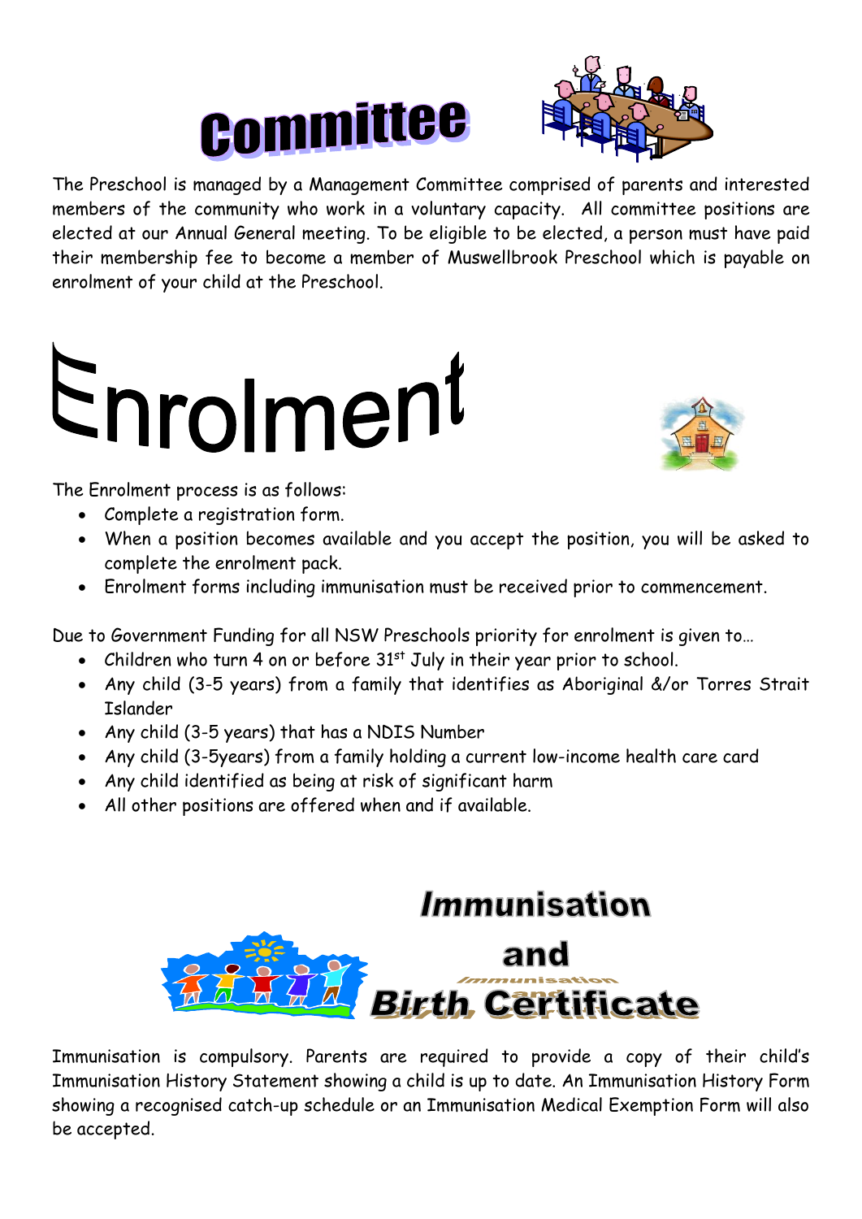# Committee

The Preschool is managed by a Management Committee comprised of parents and interested members of the community who work in a voluntary capacity. All committee positions are elected at our Annual General meeting. To be eligible to be elected, a person must have paid their membership fee to become a member of Muswellbrook Preschool which is payable on enrolment of your child at the Preschool.

# Enrolment

The Enrolment process is as follows:

- Complete a registration form.
- When a position becomes available and you accept the position, you will be asked to complete the enrolment pack.
- Enrolment forms including immunisation must be received prior to commencement.

Due to Government Funding for all NSW Preschools priority for enrolment is given to…

- Children who turn 4 on or before 31st July in their year prior to school.
- Any child (3-5 years) from a family that identifies as Aboriginal &/or Torres Strait Islander
- Any child (3-5 years) that has a NDIS Number
- Any child (3-5years) from a family holding a current low-income health care card
- Any child identified as being at risk of significant harm
- All other positions are offered when and if available.

# Immunisation and Birth Certificate

Immunisation is compulsory. Parents are required to provide a copy of their child's Immunisation History Statement showing a child is up to date. An Immunisation History Form showing a recognised catch-up schedule or an Immunisation Medical Exemption Form will also be accepted.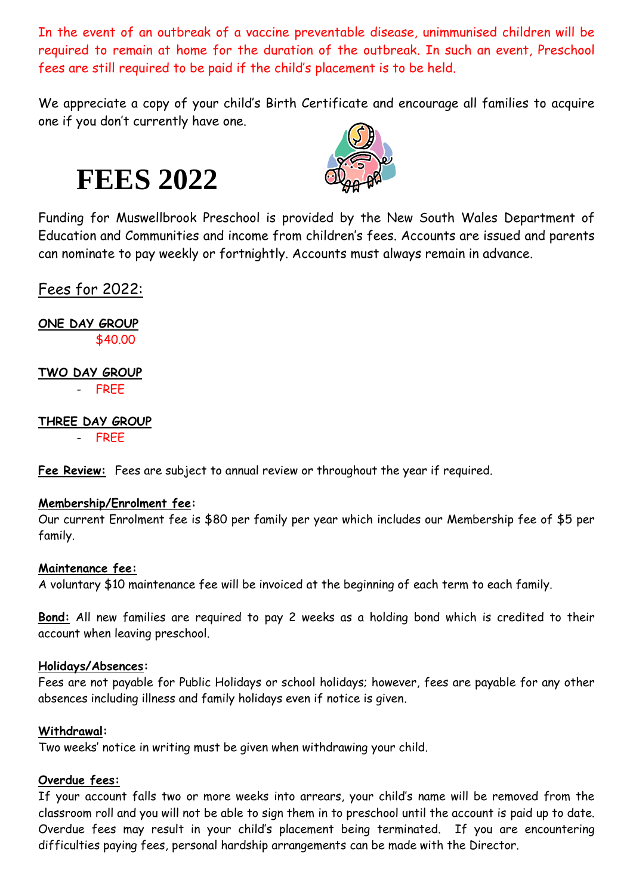In the event of an outbreak of a vaccine preventable disease, unimmunised children will be required to remain at home for the duration of the outbreak. In such an event, Preschool fees are still required to be paid if the child's placement is to be held.

We appreciate a copy of your child's Birth Certificate and encourage all families to acquire one if you don't currently have one.

# FEES 2022

Funding for Muswellbrook Preschool is provided by the New South Wales Department of Education and Communities and income from children's fees. Accounts are issued and parents can nominate to pay weekly or fortnightly. Accounts must always remain in advance.

## Fees for 2022:

**ONE DAY GROUP**
$40.00

**TWO DAY GROUP**
- FREE

**THREE DAY GROUP**
- FREE

**Fee Review:** Fees are subject to annual review or throughout the year if required.

**Membership/Enrolment fee:**
Our current Enrolment fee is $80 per family per year which includes our Membership fee of $5 per family.

**Maintenance fee:**
A voluntary $10 maintenance fee will be invoiced at the beginning of each term to each family.

**Bond:** All new families are required to pay 2 weeks as a holding bond which is credited to their account when leaving preschool.

**Holidays/Absences:**
Fees are not payable for Public Holidays or school holidays; however, fees are payable for any other absences including illness and family holidays even if notice is given.

**Withdrawal:**
Two weeks' notice in writing must be given when withdrawing your child.

**Overdue fees:**
If your account falls two or more weeks into arrears, your child's name will be removed from the classroom roll and you will not be able to sign them in to preschool until the account is paid up to date. Overdue fees may result in your child's placement being terminated. If you are encountering difficulties paying fees, personal hardship arrangements can be made with the Director.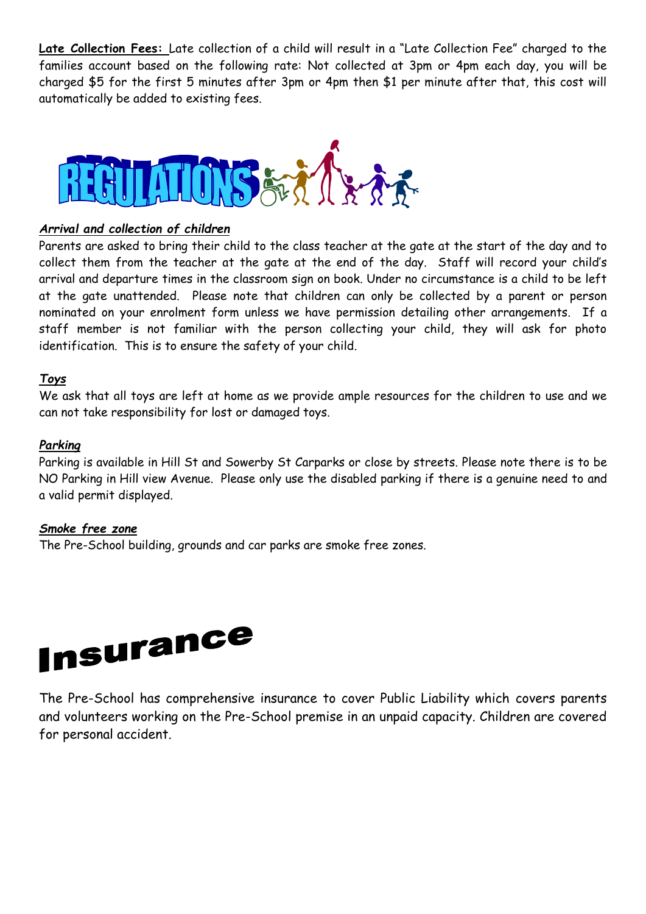**Late Collection Fees:** Late collection of a child will result in a "Late Collection Fee" charged to the families account based on the following rate: Not collected at 3pm or 4pm each day, you will be charged $5 for the first 5 minutes after 3pm or 4pm then $1 per minute after that, this cost will automatically be added to existing fees.

# REGULATIONS

***Arrival and collection of children***

Parents are asked to bring their child to the class teacher at the gate at the start of the day and to collect them from the teacher at the gate at the end of the day. Staff will record your child's arrival and departure times in the classroom sign on book. Under no circumstance is a child to be left at the gate unattended. Please note that children can only be collected by a parent or person nominated on your enrolment form unless we have permission detailing other arrangements. If a staff member is not familiar with the person collecting your child, they will ask for photo identification. This is to ensure the safety of your child.

***Toys***

We ask that all toys are left at home as we provide ample resources for the children to use and we can not take responsibility for lost or damaged toys.

***Parking***

Parking is available in Hill St and Sowerby St Carparks or close by streets. Please note there is to be NO Parking in Hill view Avenue. Please only use the disabled parking if there is a genuine need to and a valid permit displayed.

***Smoke free zone***

The Pre-School building, grounds and car parks are smoke free zones.

# Insurance

The Pre-School has comprehensive insurance to cover Public Liability which covers parents and volunteers working on the Pre-School premise in an unpaid capacity. Children are covered for personal accident.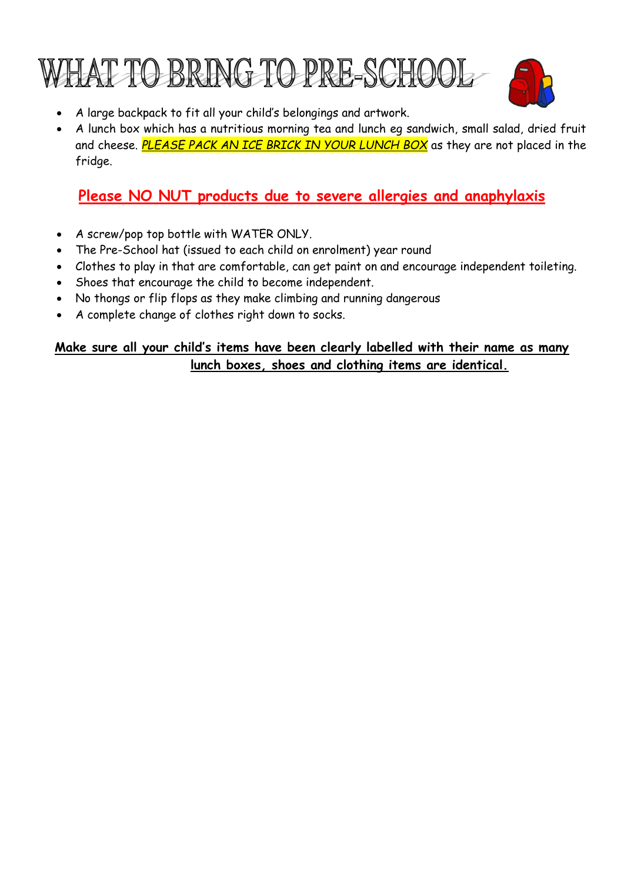# WHAT TO BRING TO PRE-SCHOOL

- A large backpack to fit all your child's belongings and artwork.
- A lunch box which has a nutritious morning tea and lunch eg sandwich, small salad, dried fruit and cheese. ***PLEASE PACK AN ICE BRICK IN YOUR LUNCH BOX*** as they are not placed in the fridge.

**Please NO NUT products due to severe allergies and anaphylaxis**

- A screw/pop top bottle with WATER ONLY.
- The Pre-School hat (issued to each child on enrolment) year round
- Clothes to play in that are comfortable, can get paint on and encourage independent toileting.
- Shoes that encourage the child to become independent.
- No thongs or flip flops as they make climbing and running dangerous
- A complete change of clothes right down to socks.

**Make sure all your child's items have been clearly labelled with their name as many lunch boxes, shoes and clothing items are identical.**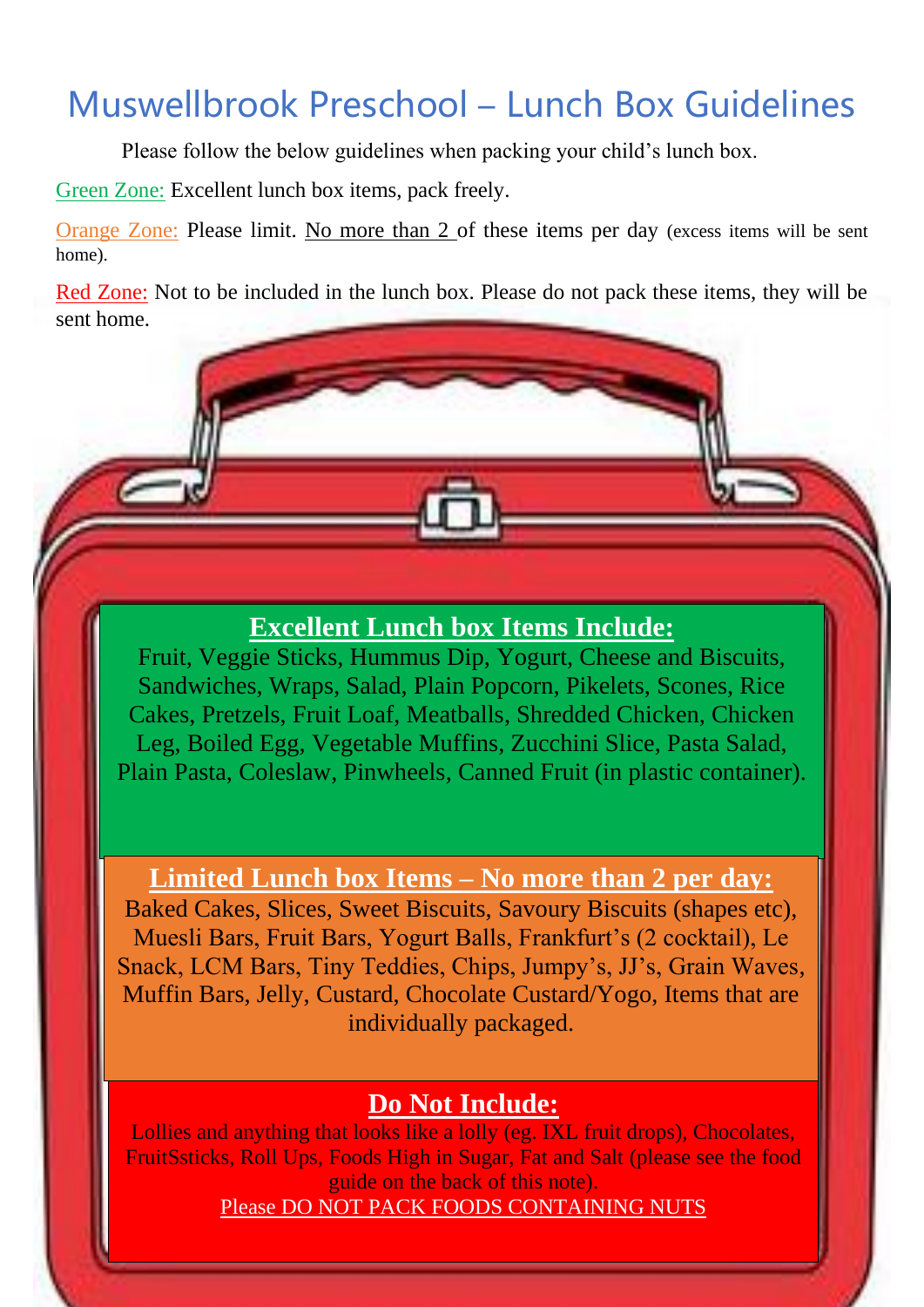# Muswellbrook Preschool – Lunch Box Guidelines

Please follow the below guidelines when packing your child's lunch box.

Green Zone: Excellent lunch box items, pack freely.

Orange Zone: Please limit. No more than 2 of these items per day (excess items will be sent home).

Red Zone: Not to be included in the lunch box. Please do not pack these items, they will be sent home.

## Excellent Lunch box Items Include:

Fruit, Veggie Sticks, Hummus Dip, Yogurt, Cheese and Biscuits, Sandwiches, Wraps, Salad, Plain Popcorn, Pikelets, Scones, Rice Cakes, Pretzels, Fruit Loaf, Meatballs, Shredded Chicken, Chicken Leg, Boiled Egg, Vegetable Muffins, Zucchini Slice, Pasta Salad, Plain Pasta, Coleslaw, Pinwheels, Canned Fruit (in plastic container).

## Limited Lunch box Items – No more than 2 per day:

Baked Cakes, Slices, Sweet Biscuits, Savoury Biscuits (shapes etc), Muesli Bars, Fruit Bars, Yogurt Balls, Frankfurt's (2 cocktail), Le Snack, LCM Bars, Tiny Teddies, Chips, Jumpy's, JJ's, Grain Waves, Muffin Bars, Jelly, Custard, Chocolate Custard/Yogo, Items that are individually packaged.

## Do Not Include:

Lollies and anything that looks like a lolly (eg. IXL fruit drops), Chocolates, FruitSsticks, Roll Ups, Foods High in Sugar, Fat and Salt (please see the food guide on the back of this note).

Please DO NOT PACK FOODS CONTAINING NUTS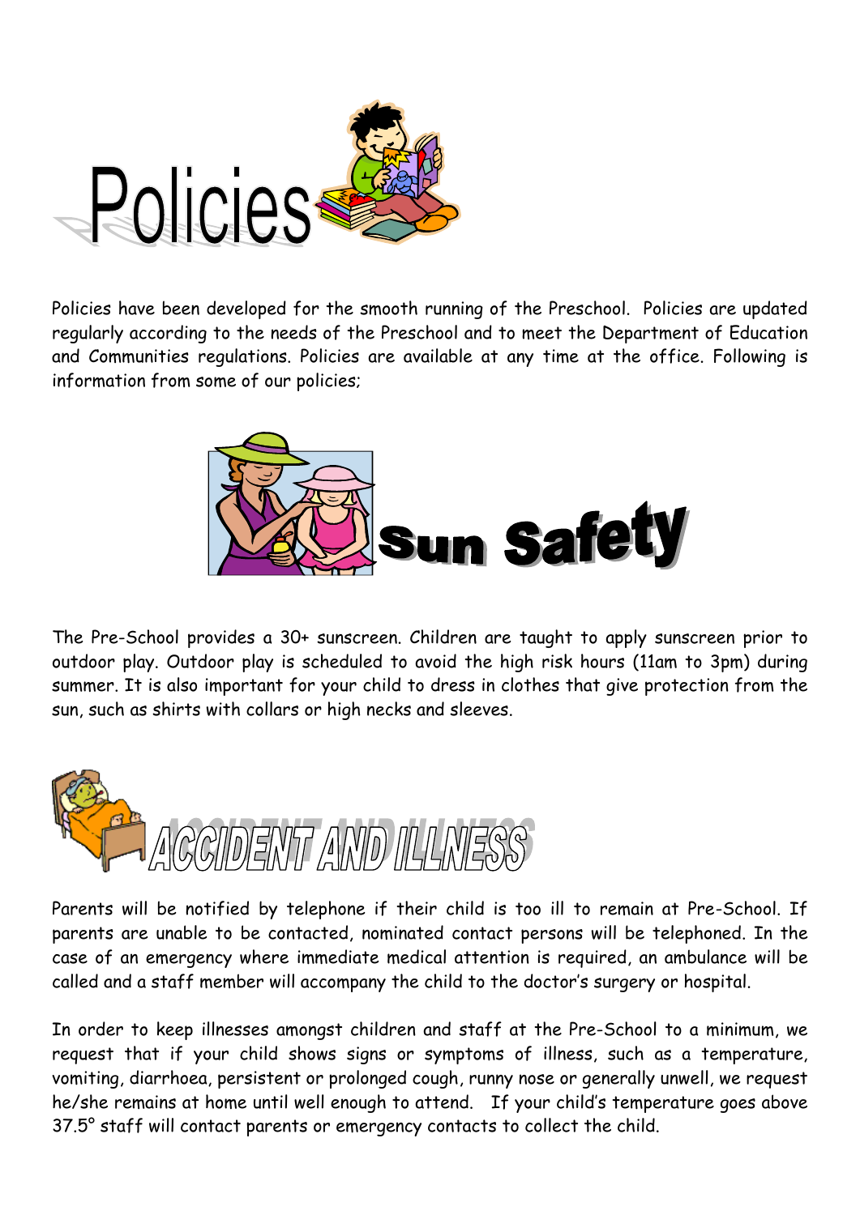# Policies

Policies have been developed for the smooth running of the Preschool. Policies are updated regularly according to the needs of the Preschool and to meet the Department of Education and Communities regulations. Policies are available at any time at the office. Following is information from some of our policies;

## Sun Safety

The Pre-School provides a 30+ sunscreen. Children are taught to apply sunscreen prior to outdoor play. Outdoor play is scheduled to avoid the high risk hours (11am to 3pm) during summer. It is also important for your child to dress in clothes that give protection from the sun, such as shirts with collars or high necks and sleeves.

## ACCIDENT AND ILLNESS

Parents will be notified by telephone if their child is too ill to remain at Pre-School. If parents are unable to be contacted, nominated contact persons will be telephoned. In the case of an emergency where immediate medical attention is required, an ambulance will be called and a staff member will accompany the child to the doctor's surgery or hospital.

In order to keep illnesses amongst children and staff at the Pre-School to a minimum, we request that if your child shows signs or symptoms of illness, such as a temperature, vomiting, diarrhoea, persistent or prolonged cough, runny nose or generally unwell, we request he/she remains at home until well enough to attend. If your child's temperature goes above 37.5° staff will contact parents or emergency contacts to collect the child.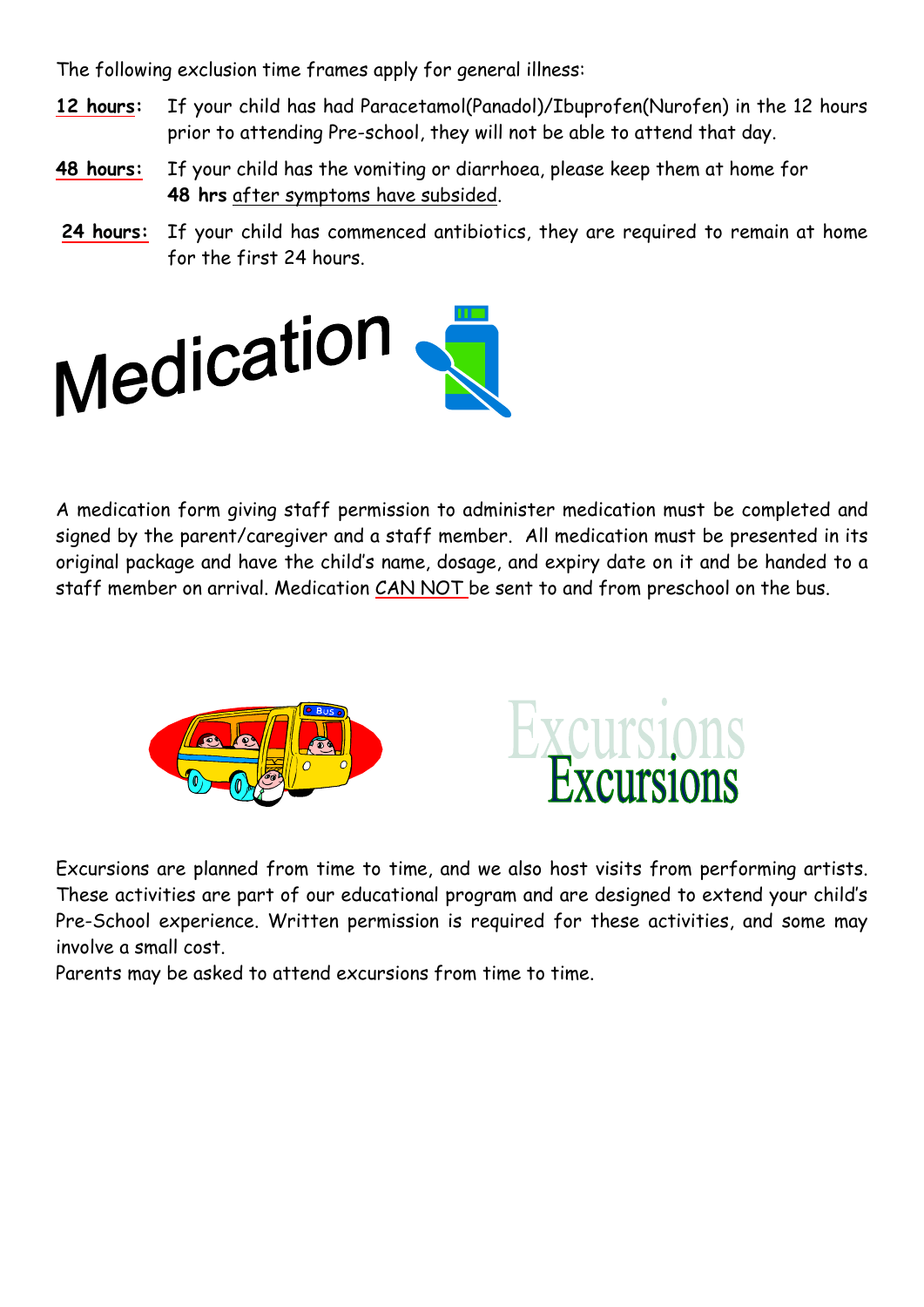The following exclusion time frames apply for general illness:

**12 hours**: If your child has had Paracetamol(Panadol)/Ibuprofen(Nurofen) in the 12 hours prior to attending Pre-school, they will not be able to attend that day.

**48 hours**: If your child has the vomiting or diarrhoea, please keep them at home for **48 hrs** after symptoms have subsided.

**24 hours**: If your child has commenced antibiotics, they are required to remain at home for the first 24 hours.

# Medication

A medication form giving staff permission to administer medication must be completed and signed by the parent/caregiver and a staff member. All medication must be presented in its original package and have the child's name, dosage, and expiry date on it and be handed to a staff member on arrival. Medication CAN NOT be sent to and from preschool on the bus.

# Excursions

Excursions are planned from time to time, and we also host visits from performing artists. These activities are part of our educational program and are designed to extend your child's Pre-School experience. Written permission is required for these activities, and some may involve a small cost.

Parents may be asked to attend excursions from time to time.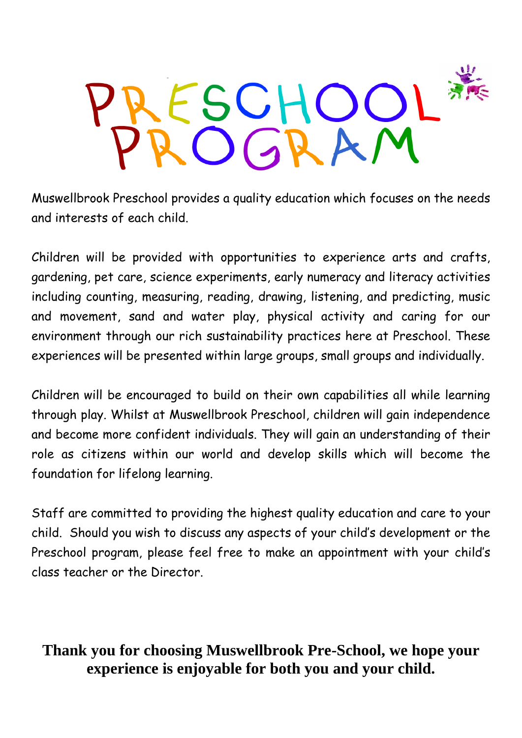# PRESCHOOL PROGRAM

Muswellbrook Preschool provides a quality education which focuses on the needs and interests of each child.

Children will be provided with opportunities to experience arts and crafts, gardening, pet care, science experiments, early numeracy and literacy activities including counting, measuring, reading, drawing, listening, and predicting, music and movement, sand and water play, physical activity and caring for our environment through our rich sustainability practices here at Preschool. These experiences will be presented within large groups, small groups and individually.

Children will be encouraged to build on their own capabilities all while learning through play. Whilst at Muswellbrook Preschool, children will gain independence and become more confident individuals. They will gain an understanding of their role as citizens within our world and develop skills which will become the foundation for lifelong learning.

Staff are committed to providing the highest quality education and care to your child. Should you wish to discuss any aspects of your child's development or the Preschool program, please feel free to make an appointment with your child's class teacher or the Director.

**Thank you for choosing Muswellbrook Pre-School, we hope your experience is enjoyable for both you and your child.**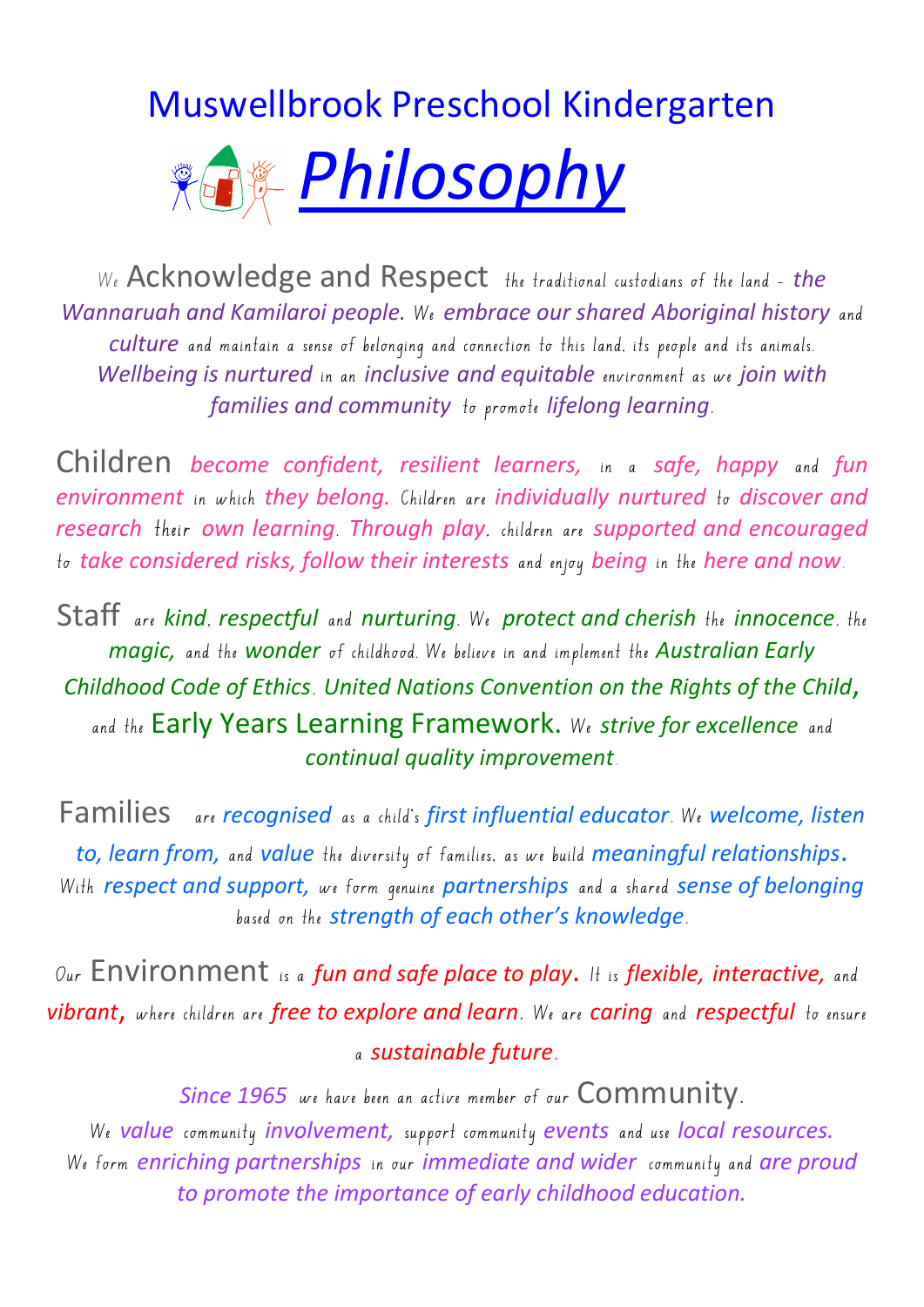# Muswellbrook Preschool Kindergarten

## *Philosophy*

We Acknowledge and Respect the traditional custodians of the land - *the Wannaruah and Kamilaroi people.* We *embrace our shared Aboriginal history* and *culture* and maintain a sense of belonging and connection to this land, its people and its animals. *Wellbeing is nurtured* in an *inclusive and equitable* environment as we *join with families and community* to promote *lifelong learning*.

Children *become confident, resilient learners,* in a *safe, happy* and *fun environment* in which *they belong.* Children are *individually nurtured* to *discover and research* their *own learning*. *Through play*, children are *supported and encouraged* to *take considered risks, follow their interests* and enjoy *being* in the *here and now*.

Staff are *kind*, *respectful* and *nurturing*. We *protect and cherish* the *innocence*, the *magic,* and the *wonder* of childhood. We believe in and implement the *Australian Early Childhood Code of Ethics*, *United Nations Convention on the Rights of the Child*, and the Early Years Learning Framework. We *strive for excellence* and *continual quality improvement*.

Families are *recognised* as a child's *first influential educator*. We *welcome, listen to, learn from,* and *value* the diversity of families, as we build *meaningful relationships*. With *respect and support,* we form genuine *partnerships* and a shared *sense of belonging* based on the *strength of each other's knowledge*.

Our Environment is a *fun and safe place to play*. It is *flexible, interactive,* and *vibrant*, where children are *free to explore and learn*. We are *caring* and *respectful* to ensure a *sustainable future*.

*Since 1965* we have been an active member of our Community.
We *value* community *involvement,* support community *events* and use *local resources.* We form *enriching partnerships* in our *immediate and wider* community and *are proud to promote the importance of early childhood education.*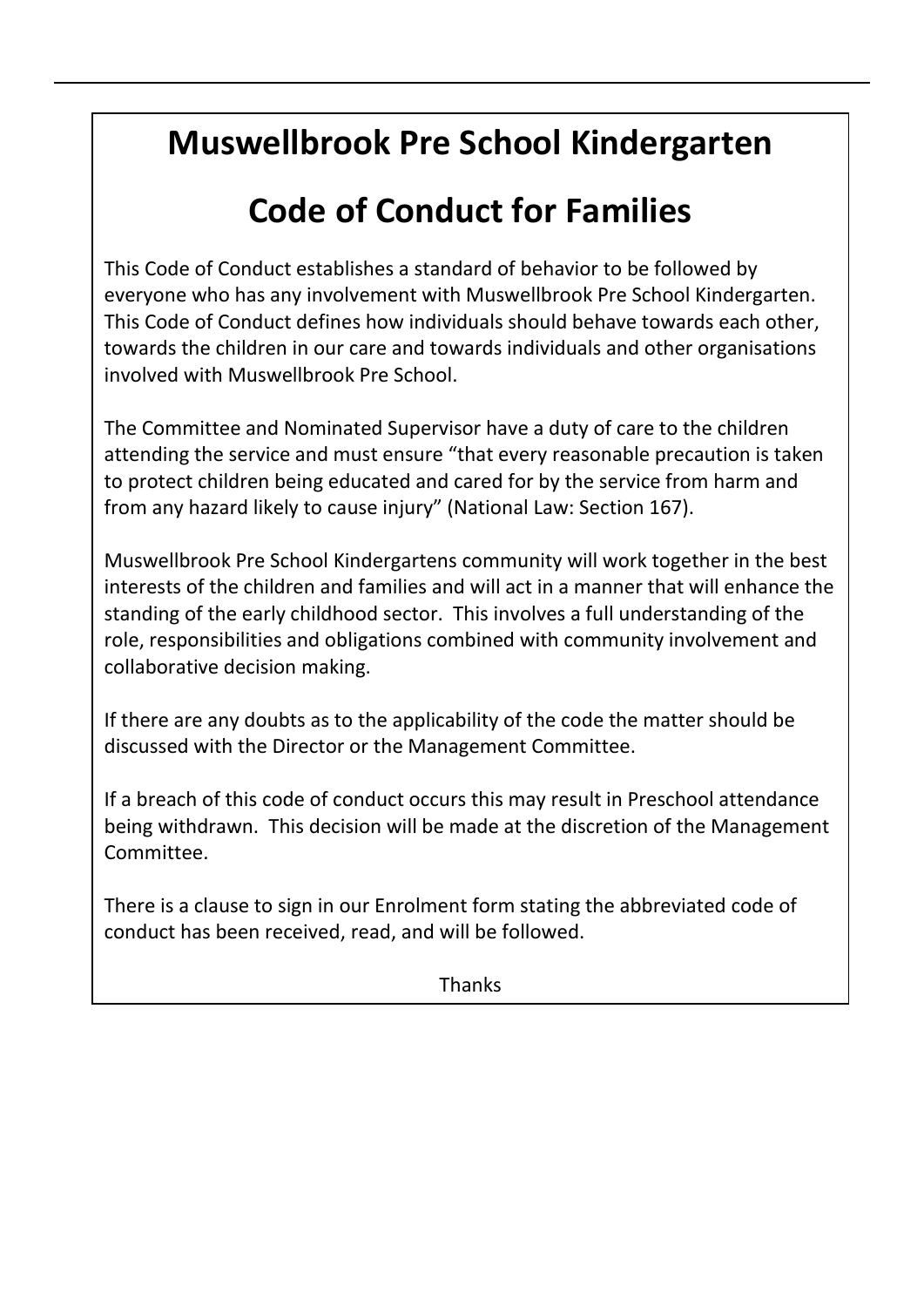# Muswellbrook Pre School Kindergarten

# Code of Conduct for Families

This Code of Conduct establishes a standard of behavior to be followed by everyone who has any involvement with Muswellbrook Pre School Kindergarten. This Code of Conduct defines how individuals should behave towards each other, towards the children in our care and towards individuals and other organisations involved with Muswellbrook Pre School.

The Committee and Nominated Supervisor have a duty of care to the children attending the service and must ensure "that every reasonable precaution is taken to protect children being educated and cared for by the service from harm and from any hazard likely to cause injury" (National Law: Section 167).

Muswellbrook Pre School Kindergartens community will work together in the best interests of the children and families and will act in a manner that will enhance the standing of the early childhood sector. This involves a full understanding of the role, responsibilities and obligations combined with community involvement and collaborative decision making.

If there are any doubts as to the applicability of the code the matter should be discussed with the Director or the Management Committee.

If a breach of this code of conduct occurs this may result in Preschool attendance being withdrawn. This decision will be made at the discretion of the Management Committee.

There is a clause to sign in our Enrolment form stating the abbreviated code of conduct has been received, read, and will be followed.

Thanks